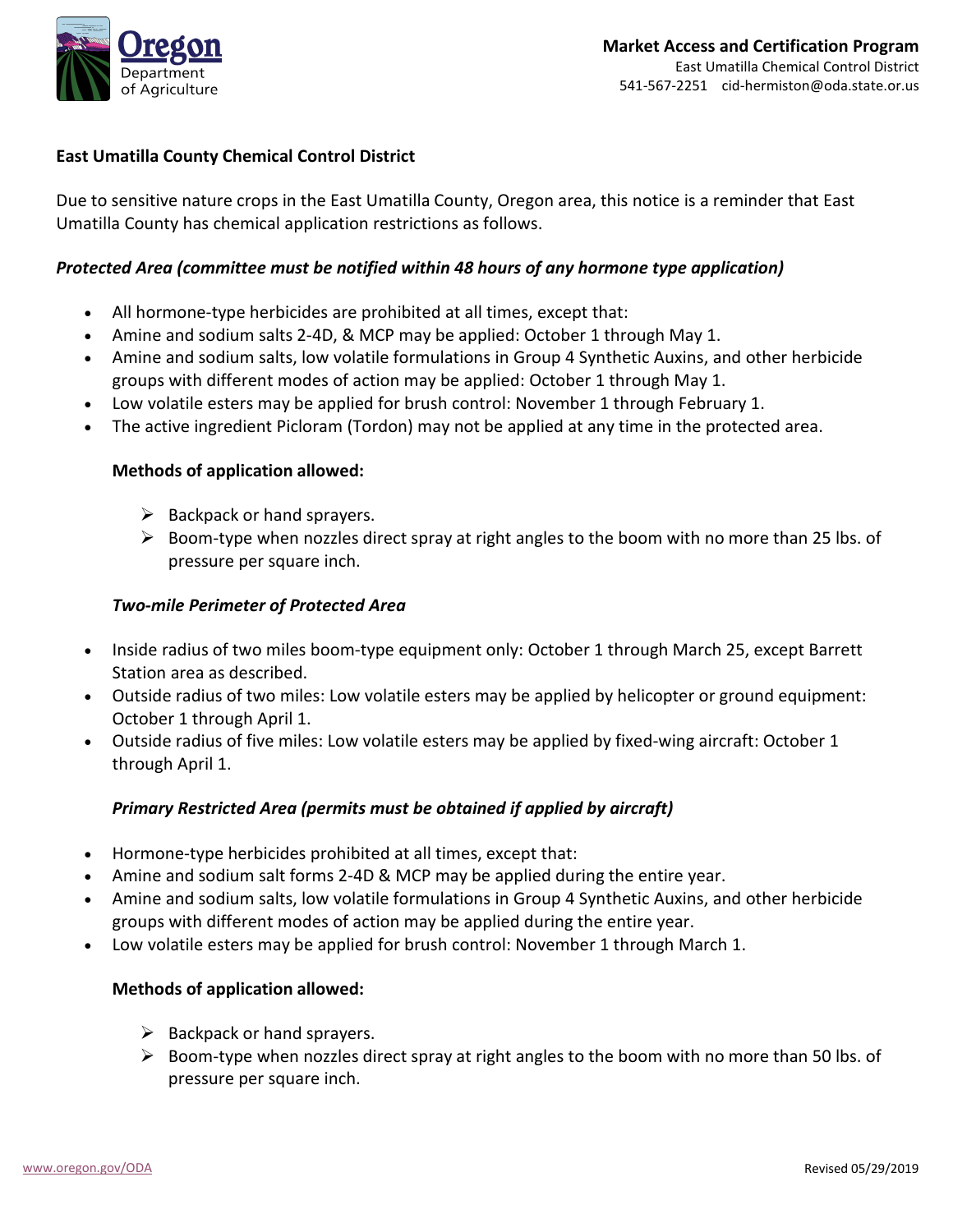**Market Access and Certification Program**
East Umatilla Chemical Control District
541-567-2251 cid-hermiston@oda.state.or.us

Oregon Department of Agriculture

## East Umatilla County Chemical Control District

Due to sensitive nature crops in the East Umatilla County, Oregon area, this notice is a reminder that East Umatilla County has chemical application restrictions as follows.

### *Protected Area (committee must be notified within 48 hours of any hormone type application)*

- All hormone-type herbicides are prohibited at all times, except that:
- Amine and sodium salts 2-4D, & MCP may be applied: October 1 through May 1.
- Amine and sodium salts, low volatile formulations in Group 4 Synthetic Auxins, and other herbicide groups with different modes of action may be applied: October 1 through May 1.
- Low volatile esters may be applied for brush control: November 1 through February 1.
- The active ingredient Picloram (Tordon) may not be applied at any time in the protected area.

**Methods of application allowed:**

- Backpack or hand sprayers.
- Boom-type when nozzles direct spray at right angles to the boom with no more than 25 lbs. of pressure per square inch.

### *Two-mile Perimeter of Protected Area*

- Inside radius of two miles boom-type equipment only: October 1 through March 25, except Barrett Station area as described.
- Outside radius of two miles: Low volatile esters may be applied by helicopter or ground equipment: October 1 through April 1.
- Outside radius of five miles: Low volatile esters may be applied by fixed-wing aircraft: October 1 through April 1.

### *Primary Restricted Area (permits must be obtained if applied by aircraft)*

- Hormone-type herbicides prohibited at all times, except that:
- Amine and sodium salt forms 2-4D & MCP may be applied during the entire year.
- Amine and sodium salts, low volatile formulations in Group 4 Synthetic Auxins, and other herbicide groups with different modes of action may be applied during the entire year.
- Low volatile esters may be applied for brush control: November 1 through March 1.

**Methods of application allowed:**

- Backpack or hand sprayers.
- Boom-type when nozzles direct spray at right angles to the boom with no more than 50 lbs. of pressure per square inch.

www.oregon.gov/ODA

Revised 05/29/2019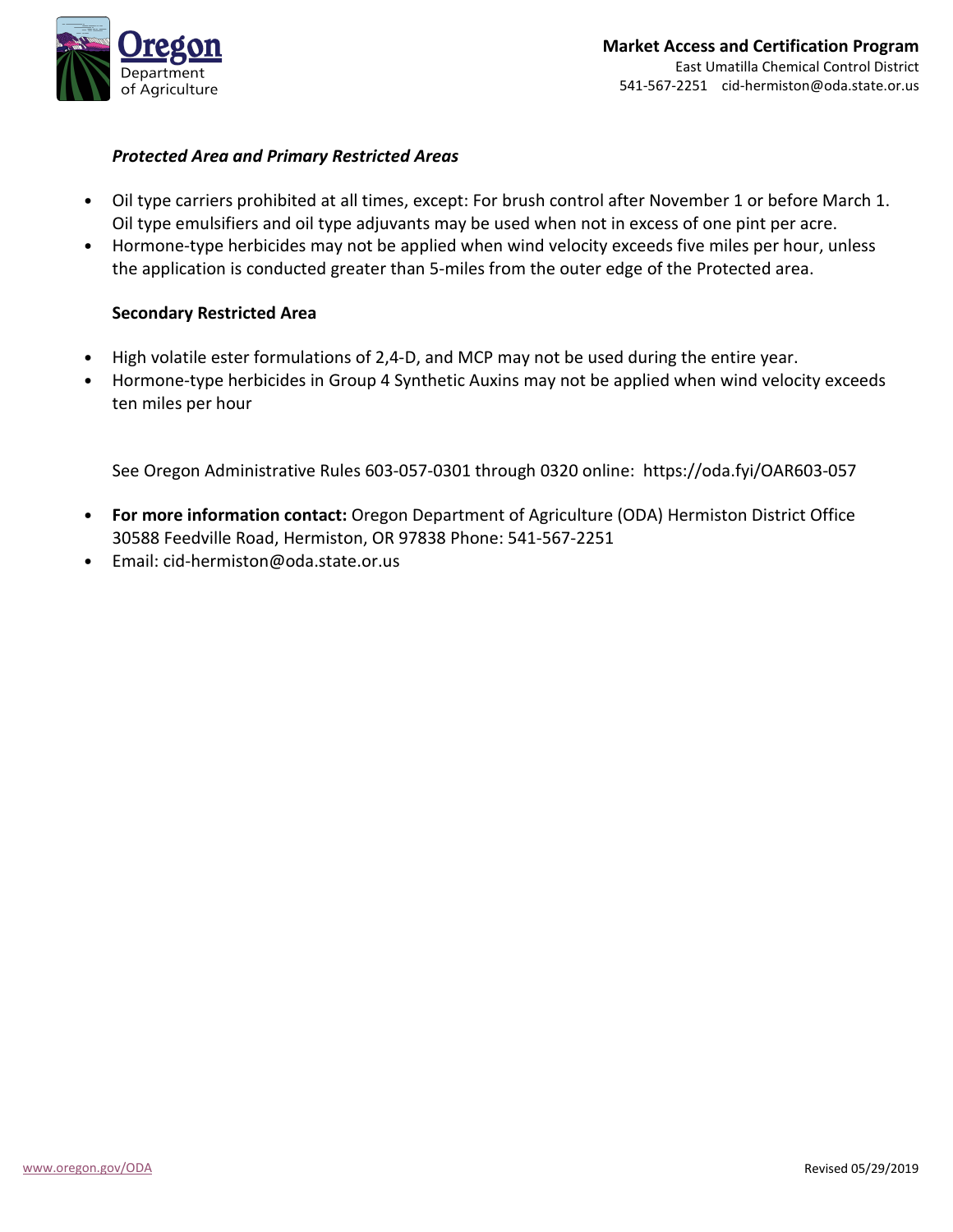***Protected Area and Primary Restricted Areas***

- Oil type carriers prohibited at all times, except: For brush control after November 1 or before March 1. Oil type emulsifiers and oil type adjuvants may be used when not in excess of one pint per acre.
- Hormone-type herbicides may not be applied when wind velocity exceeds five miles per hour, unless the application is conducted greater than 5-miles from the outer edge of the Protected area.

**Secondary Restricted Area**

- High volatile ester formulations of 2,4-D, and MCP may not be used during the entire year.
- Hormone-type herbicides in Group 4 Synthetic Auxins may not be applied when wind velocity exceeds ten miles per hour

See Oregon Administrative Rules 603-057-0301 through 0320 online: https://oda.fyi/OAR603-057

- **For more information contact:** Oregon Department of Agriculture (ODA) Hermiston District Office 30588 Feedville Road, Hermiston, OR 97838 Phone: 541-567-2251
- Email: cid-hermiston@oda.state.or.us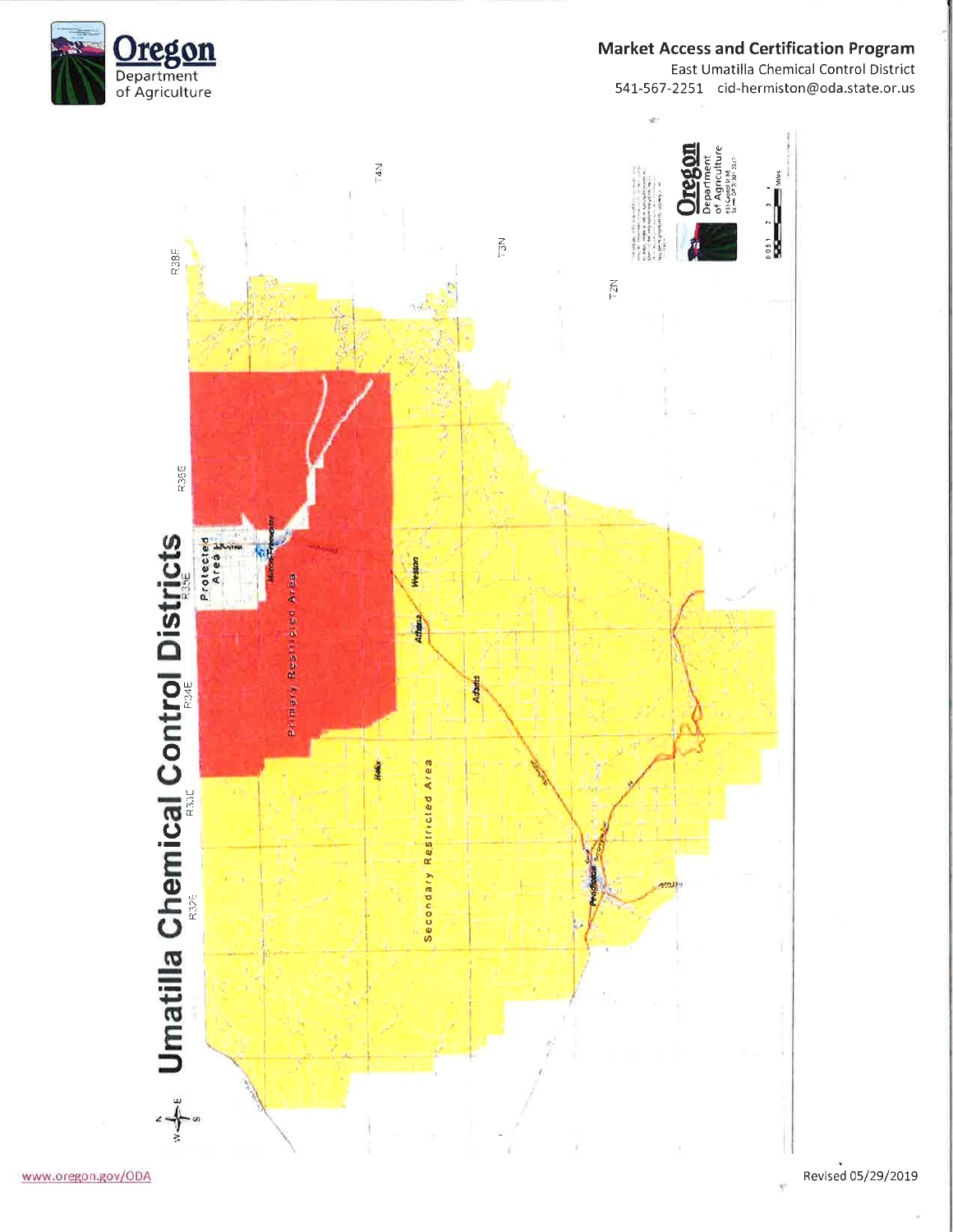# Market Access and Certification Program

East Umatilla Chemical Control District

541-567-2251 cid-hermiston@oda.state.or.us

## Umatilla Chemical Control Districts

Protected Area

Primary Restricted Area

Secondary Restricted Area

Milton-Freewater

Weston

Athena

Adams

Helix

Pendleton

R32E R33E R34E R35E R36E R38E

T4N T3N T2N

Revised 05/29/2019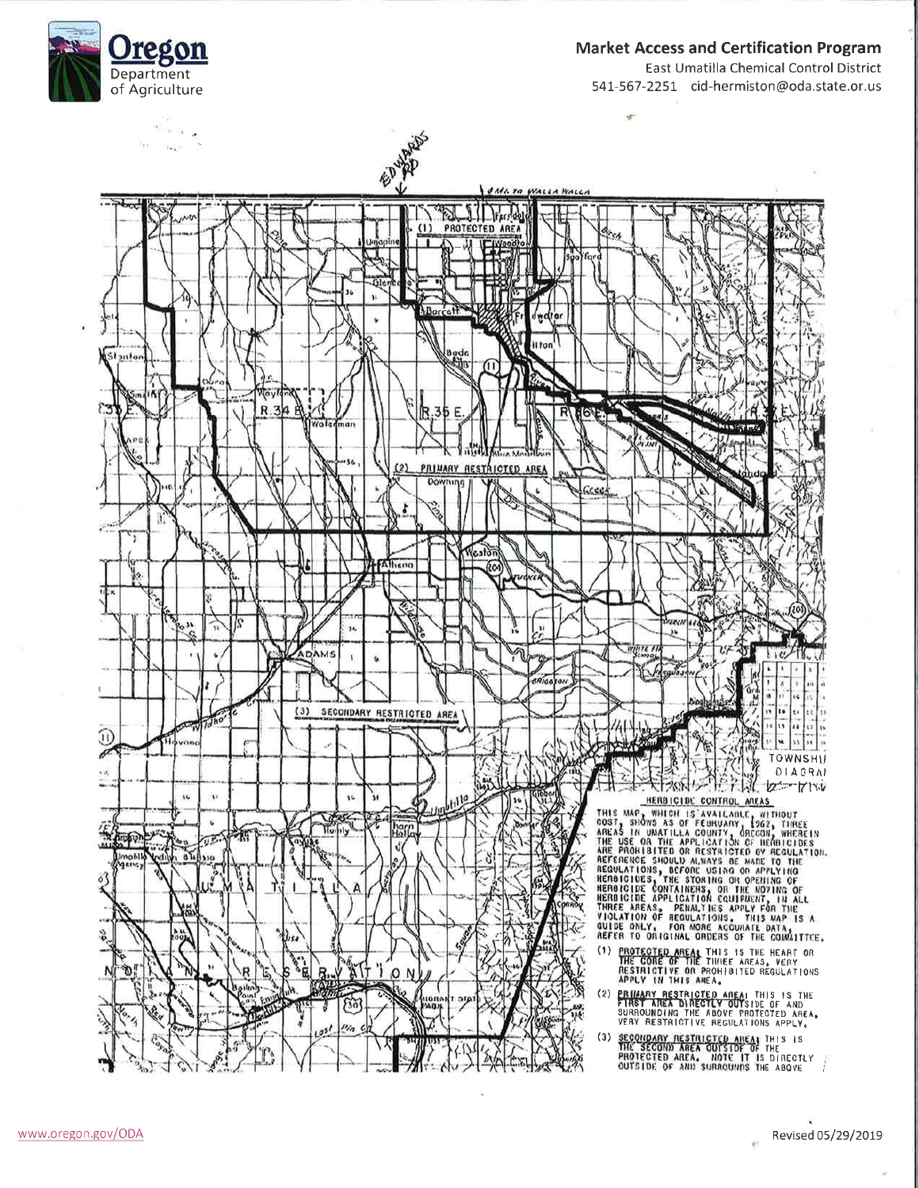**Market Access and Certification Program**

East Umatilla Chemical Control District

541-567-2251 cid-hermiston@oda.state.or.us

EDWARDS RD

(1) PROTECTED AREA

(2) PRIMARY RESTRICTED AREA

(3) SECONDARY RESTRICTED AREA

TOWNSHIP DIAGRAM

HERBICIDE CONTROL AREAS

THIS MAP, WHICH IS AVAILABLE, WITHOUT COST, SHOWS AS OF FEBRUARY, 1962, THREE AREAS IN UMATILLA COUNTY, OREGON, WHEREIN THE USE OR THE APPLICATION OF HERBICIDES ARE PROHIBITED OR RESTRICTED BY REGULATION. REFERENCE SHOULD ALWAYS BE MADE TO THE REGULATIONS, BEFORE USING OR APPLYING HERBICIDES, THE STORING OR OPENING OF HERBICIDE CONTAINERS, OR THE MOVING OF HERBICIDE APPLICATION EQUIPMENT, IN ALL THREE AREAS. PENALTIES APPLY FOR THE VIOLATION OF REGULATIONS. THIS MAP IS A GUIDE ONLY. FOR MORE ACCURATE DATA, REFER TO ORIGINAL ORDERS OF THE COMMITTEE.

(1) PROTECTED AREA: THIS IS THE HEART OR THE CORE OF THE THREE AREAS. VERY RESTRICTIVE OR PROHIBITED REGULATIONS APPLY IN THIS AREA.

(2) PRIMARY RESTRICTED AREA: THIS IS THE FIRST AREA DIRECTLY OUTSIDE OF AND SURROUNDING THE ABOVE PROTECTED AREA. VERY RESTRICTIVE REGULATIONS APPLY.

(3) SECONDARY RESTRICTED AREA: THIS IS THE SECOND AREA OUTSIDE OF THE PROTECTED AREA. NOTE IT IS DIRECTLY OUTSIDE OF AND SURROUNDS THE ABOVE

www.oregon.gov/ODA

Revised 05/29/2019